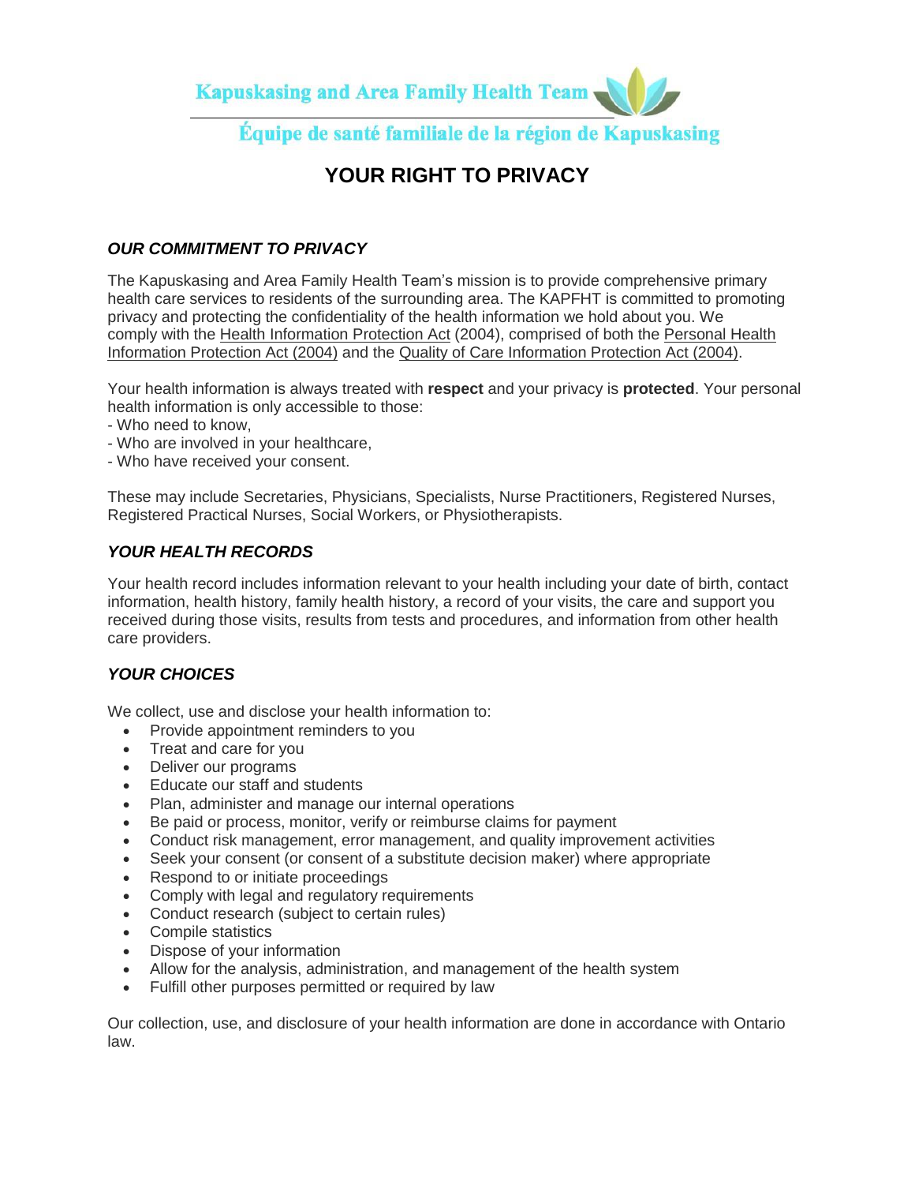Kapuskasing and Area Family Health Team

Équipe de santé familiale de la région de Kapuskasing

# YOUR RIGHT TO PRIVACY

## *OUR COMMITMENT TO PRIVACY*

The Kapuskasing and Area Family Health Team's mission is to provide comprehensive primary health care services to residents of the surrounding area. The KAPFHT is committed to promoting privacy and protecting the confidentiality of the health information we hold about you. We comply with the Health Information Protection Act (2004), comprised of both the Personal Health Information Protection Act (2004) and the Quality of Care Information Protection Act (2004).

Your health information is always treated with **respect** and your privacy is **protected**. Your personal health information is only accessible to those:
- Who need to know,
- Who are involved in your healthcare,
- Who have received your consent.

These may include Secretaries, Physicians, Specialists, Nurse Practitioners, Registered Nurses, Registered Practical Nurses, Social Workers, or Physiotherapists.

## *YOUR HEALTH RECORDS*

Your health record includes information relevant to your health including your date of birth, contact information, health history, family health history, a record of your visits, the care and support you received during those visits, results from tests and procedures, and information from other health care providers.

## *YOUR CHOICES*

We collect, use and disclose your health information to:

- Provide appointment reminders to you
- Treat and care for you
- Deliver our programs
- Educate our staff and students
- Plan, administer and manage our internal operations
- Be paid or process, monitor, verify or reimburse claims for payment
- Conduct risk management, error management, and quality improvement activities
- Seek your consent (or consent of a substitute decision maker) where appropriate
- Respond to or initiate proceedings
- Comply with legal and regulatory requirements
- Conduct research (subject to certain rules)
- Compile statistics
- Dispose of your information
- Allow for the analysis, administration, and management of the health system
- Fulfill other purposes permitted or required by law

Our collection, use, and disclosure of your health information are done in accordance with Ontario law.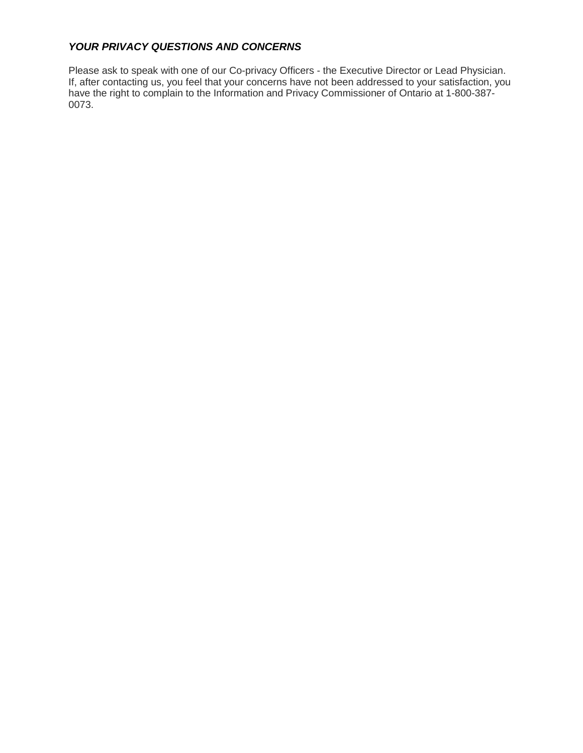***YOUR PRIVACY QUESTIONS AND CONCERNS***

Please ask to speak with one of our Co-privacy Officers - the Executive Director or Lead Physician. If, after contacting us, you feel that your concerns have not been addressed to your satisfaction, you have the right to complain to the Information and Privacy Commissioner of Ontario at 1-800-387-0073.